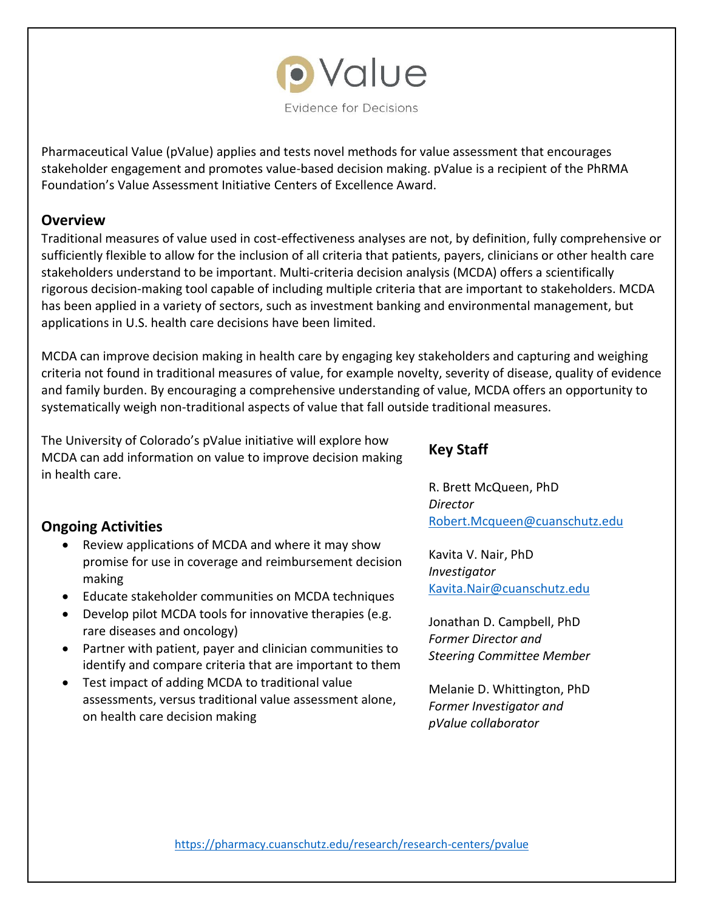# pValue

Evidence for Decisions

Pharmaceutical Value (pValue) applies and tests novel methods for value assessment that encourages stakeholder engagement and promotes value-based decision making. pValue is a recipient of the PhRMA Foundation's Value Assessment Initiative Centers of Excellence Award.

## Overview

Traditional measures of value used in cost-effectiveness analyses are not, by definition, fully comprehensive or sufficiently flexible to allow for the inclusion of all criteria that patients, payers, clinicians or other health care stakeholders understand to be important. Multi-criteria decision analysis (MCDA) offers a scientifically rigorous decision-making tool capable of including multiple criteria that are important to stakeholders. MCDA has been applied in a variety of sectors, such as investment banking and environmental management, but applications in U.S. health care decisions have been limited.

MCDA can improve decision making in health care by engaging key stakeholders and capturing and weighing criteria not found in traditional measures of value, for example novelty, severity of disease, quality of evidence and family burden. By encouraging a comprehensive understanding of value, MCDA offers an opportunity to systematically weigh non-traditional aspects of value that fall outside traditional measures.

The University of Colorado's pValue initiative will explore how MCDA can add information on value to improve decision making in health care.

## Ongoing Activities

- Review applications of MCDA and where it may show promise for use in coverage and reimbursement decision making
- Educate stakeholder communities on MCDA techniques
- Develop pilot MCDA tools for innovative therapies (e.g. rare diseases and oncology)
- Partner with patient, payer and clinician communities to identify and compare criteria that are important to them
- Test impact of adding MCDA to traditional value assessments, versus traditional value assessment alone, on health care decision making

## Key Staff

R. Brett McQueen, PhD
*Director*
Robert.Mcqueen@cuanschutz.edu

Kavita V. Nair, PhD
*Investigator*
Kavita.Nair@cuanschutz.edu

Jonathan D. Campbell, PhD
*Former Director and Steering Committee Member*

Melanie D. Whittington, PhD
*Former Investigator and pValue collaborator*

https://pharmacy.cuanschutz.edu/research/research-centers/pvalue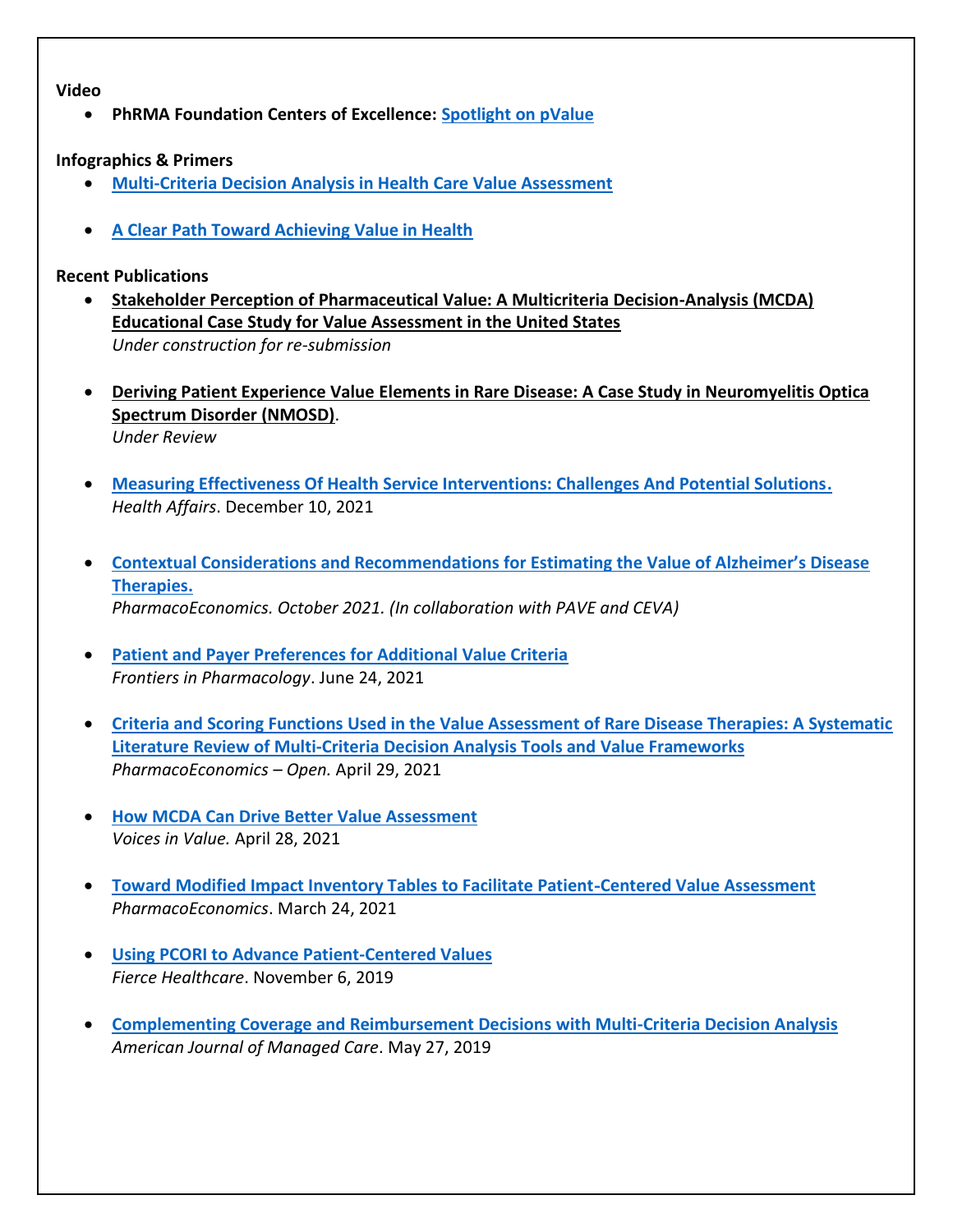**Video**

- **PhRMA Foundation Centers of Excellence: Spotlight on pValue**

**Infographics & Primers**

- **Multi-Criteria Decision Analysis in Health Care Value Assessment**

- **A Clear Path Toward Achieving Value in Health**

**Recent Publications**

- **Stakeholder Perception of Pharmaceutical Value: A Multicriteria Decision-Analysis (MCDA) Educational Case Study for Value Assessment in the United States**
  *Under construction for re-submission*

- **Deriving Patient Experience Value Elements in Rare Disease: A Case Study in Neuromyelitis Optica Spectrum Disorder (NMOSD)**.
  *Under Review*

- **Measuring Effectiveness Of Health Service Interventions: Challenges And Potential Solutions.**
  *Health Affairs*. December 10, 2021

- **Contextual Considerations and Recommendations for Estimating the Value of Alzheimer's Disease Therapies.**
  *PharmacoEconomics. October 2021. (In collaboration with PAVE and CEVA)*

- **Patient and Payer Preferences for Additional Value Criteria**
  *Frontiers in Pharmacology*. June 24, 2021

- **Criteria and Scoring Functions Used in the Value Assessment of Rare Disease Therapies: A Systematic Literature Review of Multi-Criteria Decision Analysis Tools and Value Frameworks**
  *PharmacoEconomics – Open.* April 29, 2021

- **How MCDA Can Drive Better Value Assessment**
  *Voices in Value.* April 28, 2021

- **Toward Modified Impact Inventory Tables to Facilitate Patient-Centered Value Assessment**
  *PharmacoEconomics*. March 24, 2021

- **Using PCORI to Advance Patient-Centered Values**
  *Fierce Healthcare*. November 6, 2019

- **Complementing Coverage and Reimbursement Decisions with Multi-Criteria Decision Analysis**
  *American Journal of Managed Care*. May 27, 2019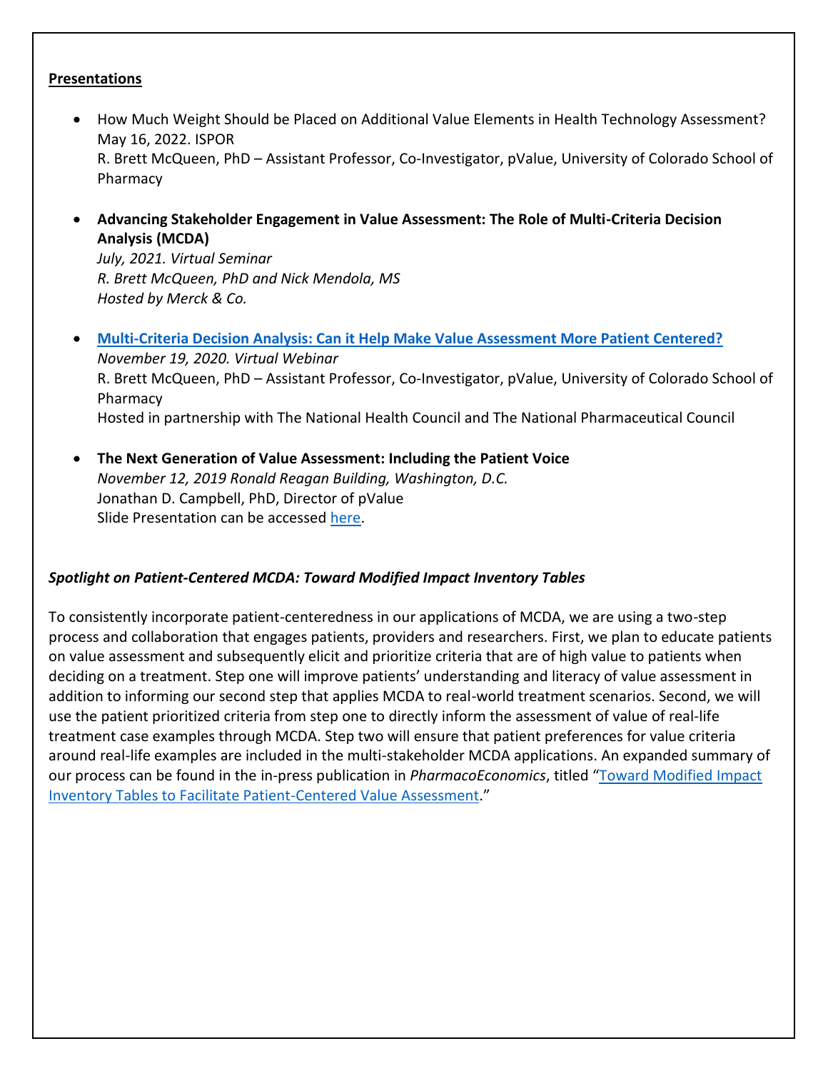**Presentations**

- How Much Weight Should be Placed on Additional Value Elements in Health Technology Assessment? May 16, 2022. ISPOR
  R. Brett McQueen, PhD – Assistant Professor, Co-Investigator, pValue, University of Colorado School of Pharmacy

- **Advancing Stakeholder Engagement in Value Assessment: The Role of Multi-Criteria Decision Analysis (MCDA)**
  *July, 2021. Virtual Seminar*
  *R. Brett McQueen, PhD and Nick Mendola, MS*
  *Hosted by Merck & Co.*

- **Multi-Criteria Decision Analysis: Can it Help Make Value Assessment More Patient Centered?**
  *November 19, 2020. Virtual Webinar*
  R. Brett McQueen, PhD – Assistant Professor, Co-Investigator, pValue, University of Colorado School of Pharmacy
  Hosted in partnership with The National Health Council and The National Pharmaceutical Council

- **The Next Generation of Value Assessment: Including the Patient Voice**
  *November 12, 2019 Ronald Reagan Building, Washington, D.C.*
  Jonathan D. Campbell, PhD, Director of pValue
  Slide Presentation can be accessed here.

***Spotlight on Patient-Centered MCDA: Toward Modified Impact Inventory Tables***

To consistently incorporate patient-centeredness in our applications of MCDA, we are using a two-step process and collaboration that engages patients, providers and researchers. First, we plan to educate patients on value assessment and subsequently elicit and prioritize criteria that are of high value to patients when deciding on a treatment. Step one will improve patients' understanding and literacy of value assessment in addition to informing our second step that applies MCDA to real-world treatment scenarios. Second, we will use the patient prioritized criteria from step one to directly inform the assessment of value of real-life treatment case examples through MCDA. Step two will ensure that patient preferences for value criteria around real-life examples are included in the multi-stakeholder MCDA applications. An expanded summary of our process can be found in the in-press publication in *PharmacoEconomics*, titled "Toward Modified Impact Inventory Tables to Facilitate Patient-Centered Value Assessment."